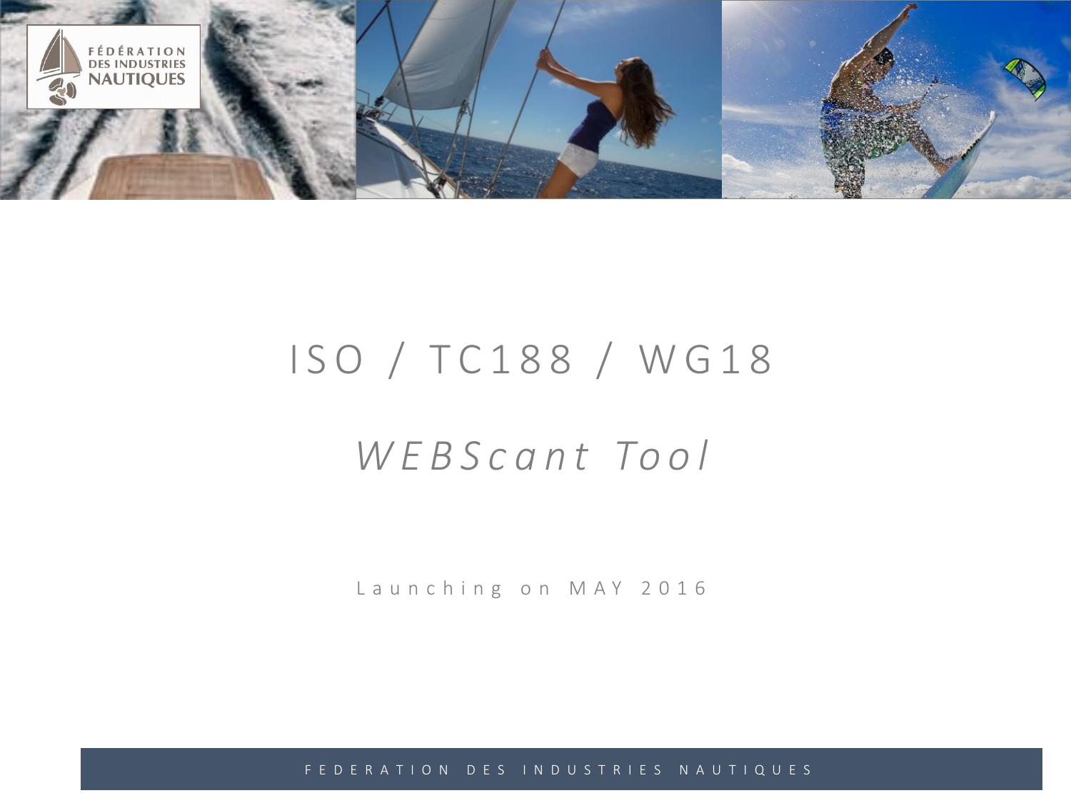# ISO / TC188 / WG18

## *WEBScant Tool*

Launching on MAY 2016

FEDERATION DES INDUSTRIES NAUTIQUES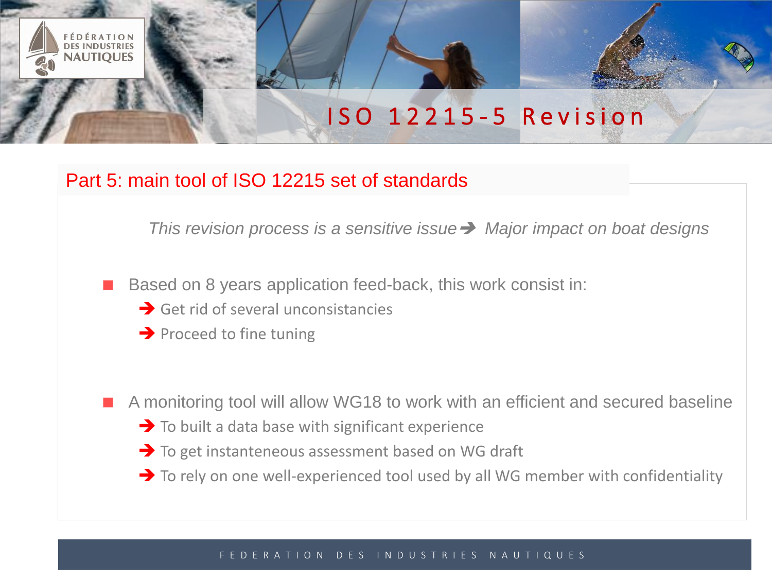# ISO 12215-5 Revision

## Part 5: main tool of ISO 12215 set of standards

*This revision process is a sensitive issue ➔ Major impact on boat designs*

- Based on 8 years application feed-back, this work consist in:
  - ➔ Get rid of several unconsistancies
  - ➔ Proceed to fine tuning

- A monitoring tool will allow WG18 to work with an efficient and secured baseline
  - ➔ To built a data base with significant experience
  - ➔ To get instanteneous assessment based on WG draft
  - ➔ To rely on one well-experienced tool used by all WG member with confidentiality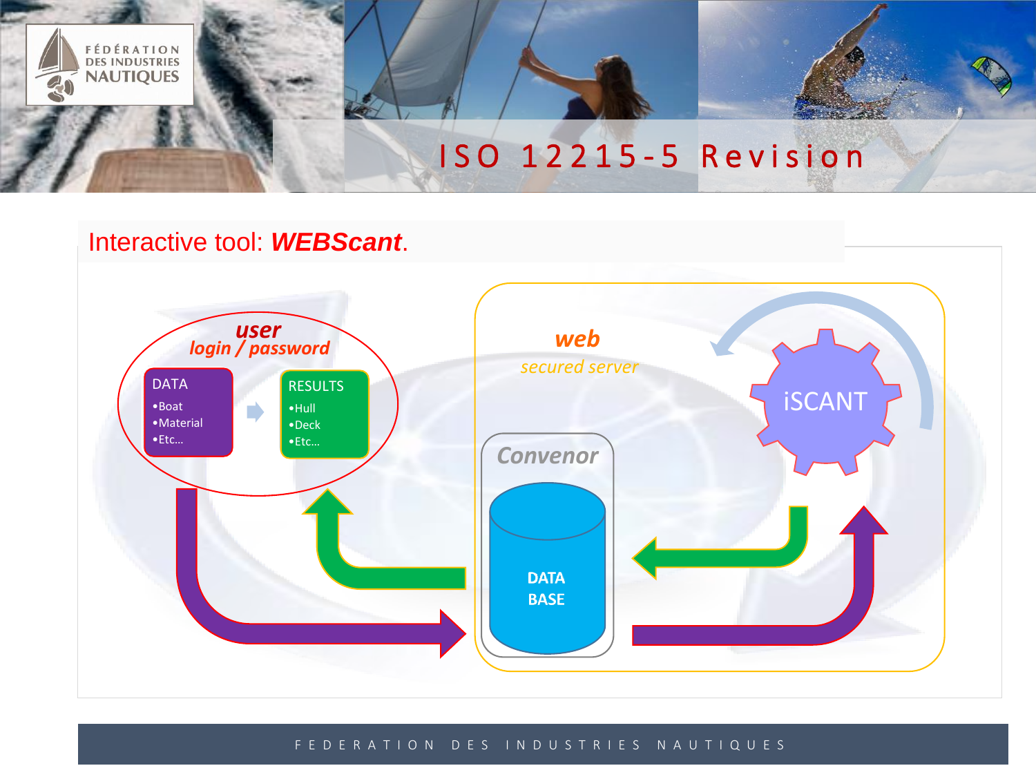# ISO 12215-5 Revision

## Interactive tool: ***WEBScant***.

**user**
**login / password**

**DATA**
- Boat
- Material
- Etc…

**RESULTS**
- Hull
- Deck
- Etc…

**web**
*secured server*

**Convenor**

**DATA BASE**

**iSCANT**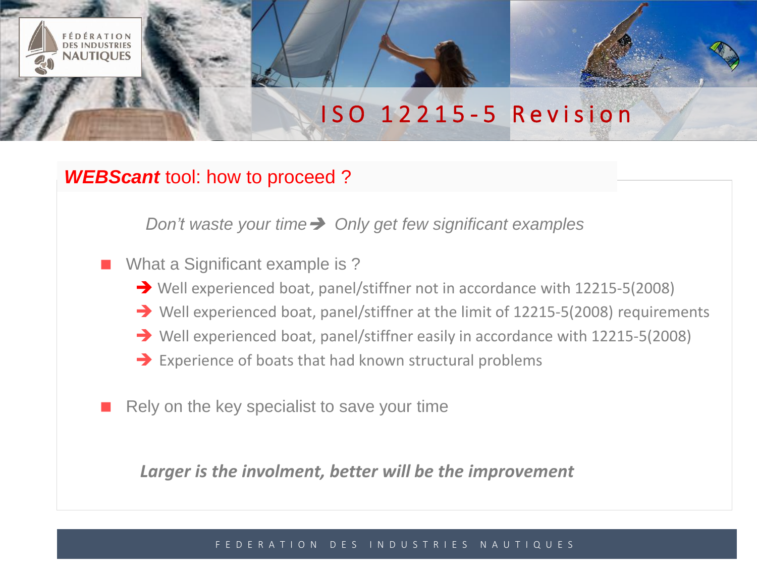# ISO 12215-5 Revision

## ***WEBScant*** tool: how to proceed ?

*Don't waste your time ➔ Only get few significant examples*

- What a Significant example is ?
  - ➔ Well experienced boat, panel/stiffner not in accordance with 12215-5(2008)
  - ➔ Well experienced boat, panel/stiffner at the limit of 12215-5(2008) requirements
  - ➔ Well experienced boat, panel/stiffner easily in accordance with 12215-5(2008)
  - ➔ Experience of boats that had known structural problems
- Rely on the key specialist to save your time

***Larger is the involment, better will be the improvement***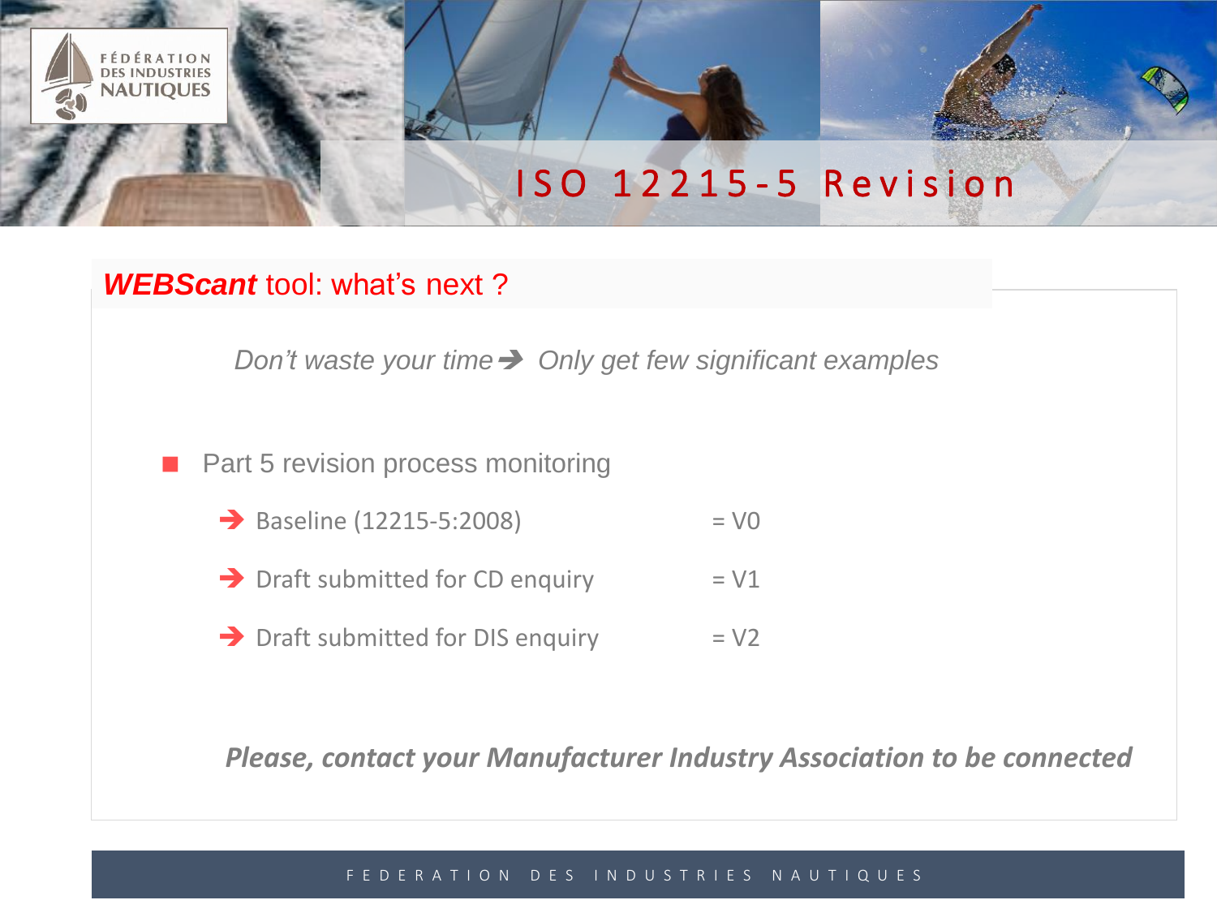# ISO 12215-5 Revision

## ***WEBScant*** tool: what's next ?

*Don't waste your time ➔ Only get few significant examples*

- Part 5 revision process monitoring
  - ➔ Baseline (12215-5:2008) = V0
  - ➔ Draft submitted for CD enquiry = V1
  - ➔ Draft submitted for DIS enquiry = V2

***Please, contact your Manufacturer Industry Association to be connected***